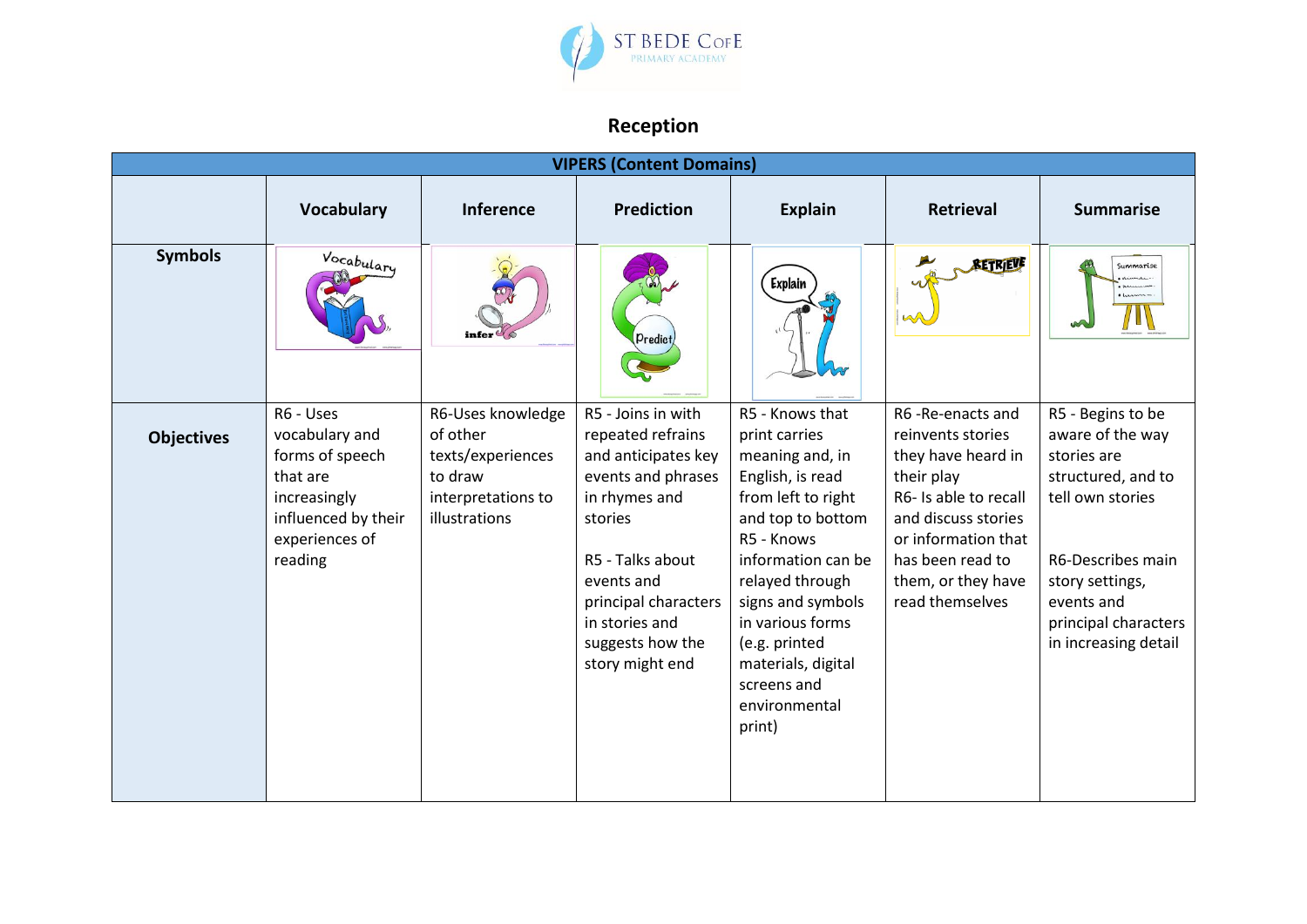ST BEDE CofE PRIMARY ACADEMY

## Reception

| VIPERS (Content Domains) | | | | | | |
|---|---|---|---|---|---|---|
| | **Vocabulary** | **Inference** | **Prediction** | **Explain** | **Retrieval** | **Summarise** |
| **Symbols** | | | | | | |
| **Objectives** | R6 - Uses vocabulary and forms of speech that are increasingly influenced by their experiences of reading | R6-Uses knowledge of other texts/experiences to draw interpretations to illustrations | R5 - Joins in with repeated refrains and anticipates key events and phrases in rhymes and stories<br><br>R5 - Talks about events and principal characters in stories and suggests how the story might end | R5 - Knows that print carries meaning and, in English, is read from left to right and top to bottom<br>R5 - Knows information can be relayed through signs and symbols in various forms (e.g. printed materials, digital screens and environmental print) | R6 -Re-enacts and reinvents stories they have heard in their play<br>R6- Is able to recall and discuss stories or information that has been read to them, or they have read themselves | R5 - Begins to be aware of the way stories are structured, and to tell own stories<br><br>R6-Describes main story settings, events and principal characters in increasing detail |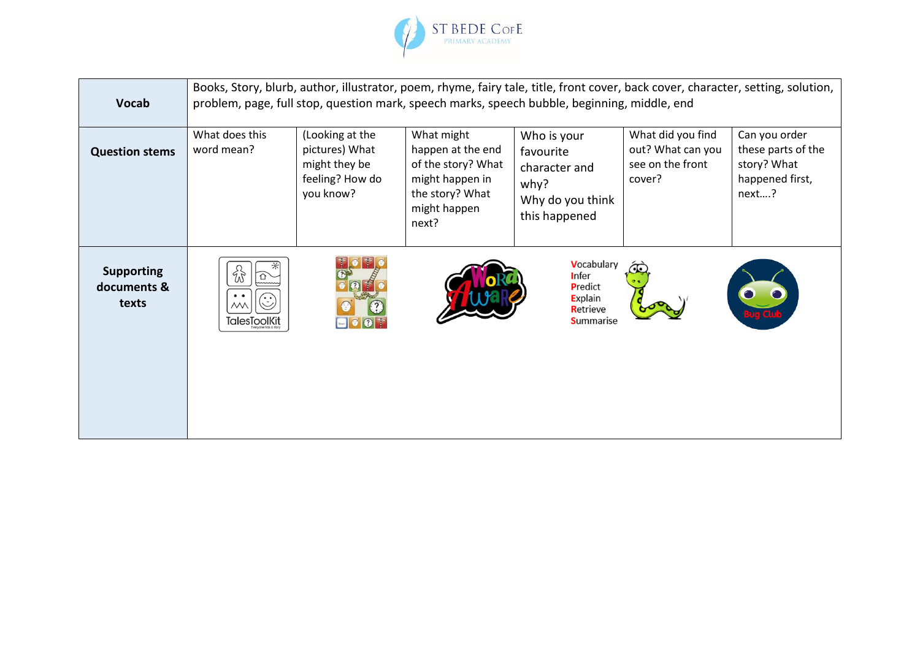| Vocab | Books, Story, blurb, author, illustrator, poem, rhyme, fairy tale, title, front cover, back cover, character, setting, solution, problem, page, full stop, question mark, speech marks, speech bubble, beginning, middle, end | | | | | |
|---|---|---|---|---|---|---|
| **Question stems** | What does this word mean? | (Looking at the pictures) What might they be feeling? How do you know? | What might happen at the end of the story? What might happen in the story? What might happen next? | Who is your favourite character and why? Why do you think this happened | What did you find out? What can you see on the front cover? | Can you order these parts of the story? What happened first, next….? |
| **Supporting documents & texts** | TalesToolKit | | Word Aware | Vocabulary Infer Predict Explain Retrieve Summarise | | Bug Club |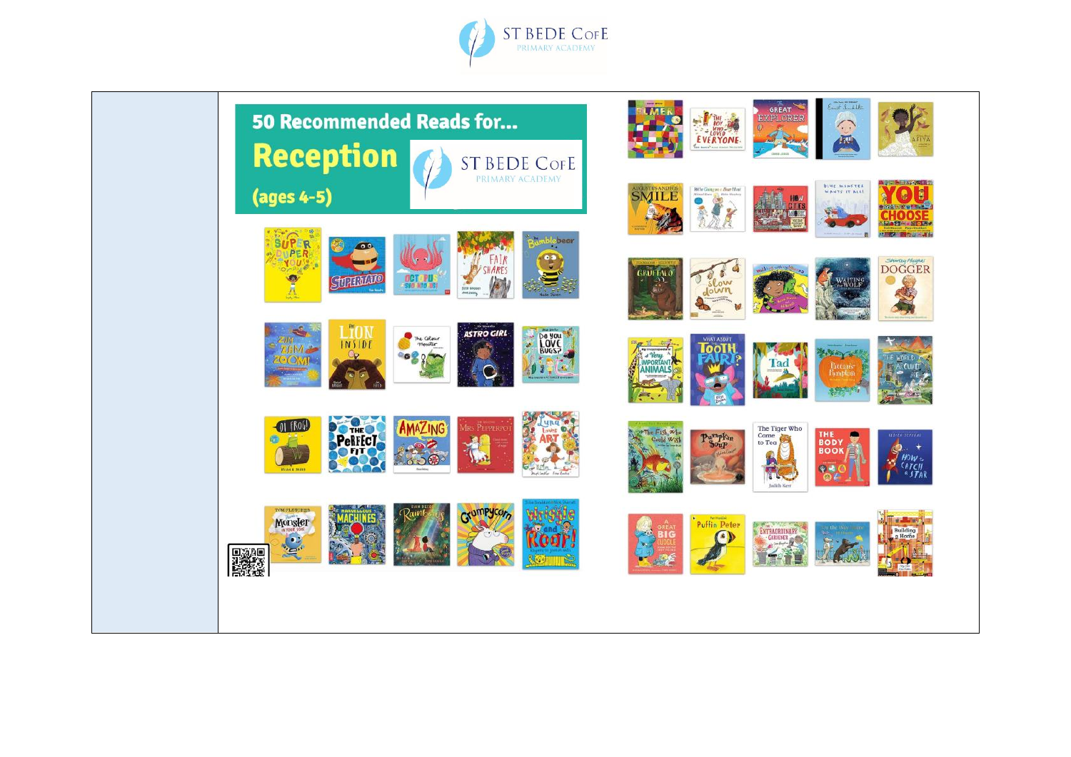# 50 Recommended Reads for...

## Reception

**(ages 4-5)**

ST BEDE CofE PRIMARY ACADEMY